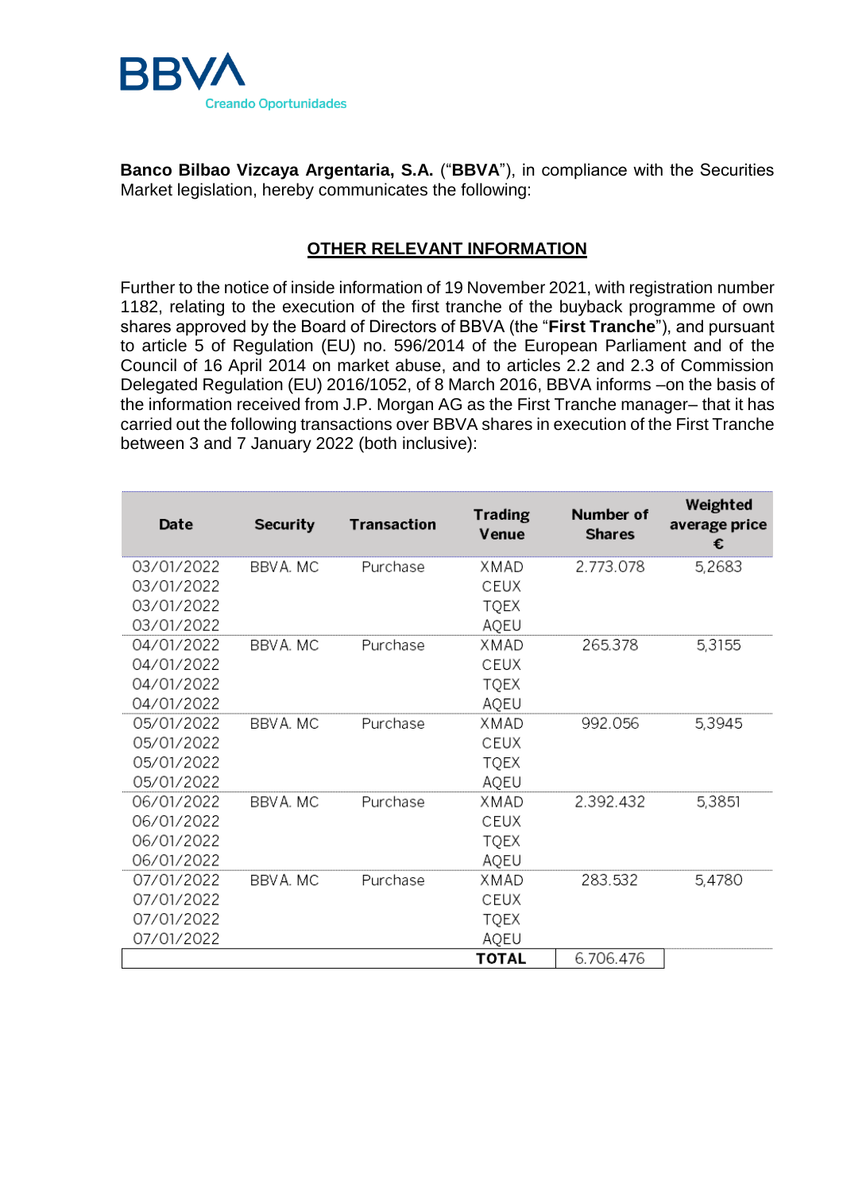BBVA

Creando Oportunidades

**Banco Bilbao Vizcaya Argentaria, S.A.** ("**BBVA**"), in compliance with the Securities Market legislation, hereby communicates the following:

## OTHER RELEVANT INFORMATION

Further to the notice of inside information of 19 November 2021, with registration number 1182, relating to the execution of the first tranche of the buyback programme of own shares approved by the Board of Directors of BBVA (the "**First Tranche**"), and pursuant to article 5 of Regulation (EU) no. 596/2014 of the European Parliament and of the Council of 16 April 2014 on market abuse, and to articles 2.2 and 2.3 of Commission Delegated Regulation (EU) 2016/1052, of 8 March 2016, BBVA informs –on the basis of the information received from J.P. Morgan AG as the First Tranche manager– that it has carried out the following transactions over BBVA shares in execution of the First Tranche between 3 and 7 January 2022 (both inclusive):

| Date | Security | Transaction | Trading Venue | Number of Shares | Weighted average price € |
|---|---|---|---|---|---|
| 03/01/2022 | BBVA. MC | Purchase | XMAD | 2.773.078 | 5,2683 |
| 03/01/2022 | | | CEUX | | |
| 03/01/2022 | | | TQEX | | |
| 03/01/2022 | | | AQEU | | |
| 04/01/2022 | BBVA. MC | Purchase | XMAD | 265.378 | 5,3155 |
| 04/01/2022 | | | CEUX | | |
| 04/01/2022 | | | TQEX | | |
| 04/01/2022 | | | AQEU | | |
| 05/01/2022 | BBVA. MC | Purchase | XMAD | 992.056 | 5,3945 |
| 05/01/2022 | | | CEUX | | |
| 05/01/2022 | | | TQEX | | |
| 05/01/2022 | | | AQEU | | |
| 06/01/2022 | BBVA. MC | Purchase | XMAD | 2.392.432 | 5,3851 |
| 06/01/2022 | | | CEUX | | |
| 06/01/2022 | | | TQEX | | |
| 06/01/2022 | | | AQEU | | |
| 07/01/2022 | BBVA. MC | Purchase | XMAD | 283.532 | 5,4780 |
| 07/01/2022 | | | CEUX | | |
| 07/01/2022 | | | TQEX | | |
| 07/01/2022 | | | AQEU | | |
| | | | **TOTAL** | 6.706.476 | |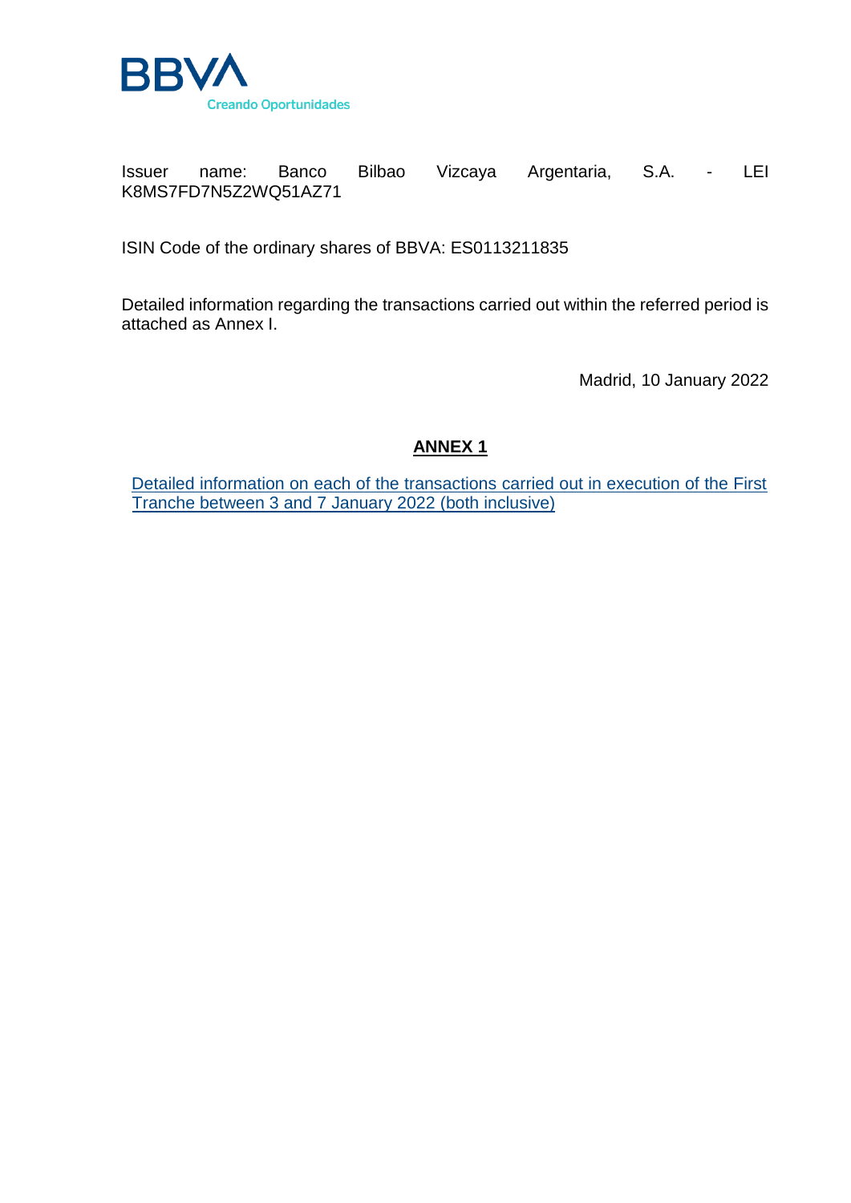Issuer name: Banco Bilbao Vizcaya Argentaria, S.A. - LEI K8MS7FD7N5Z2WQ51AZ71

ISIN Code of the ordinary shares of BBVA: ES0113211835

Detailed information regarding the transactions carried out within the referred period is attached as Annex I.

Madrid, 10 January 2022

## ANNEX 1

Detailed information on each of the transactions carried out in execution of the First Tranche between 3 and 7 January 2022 (both inclusive)